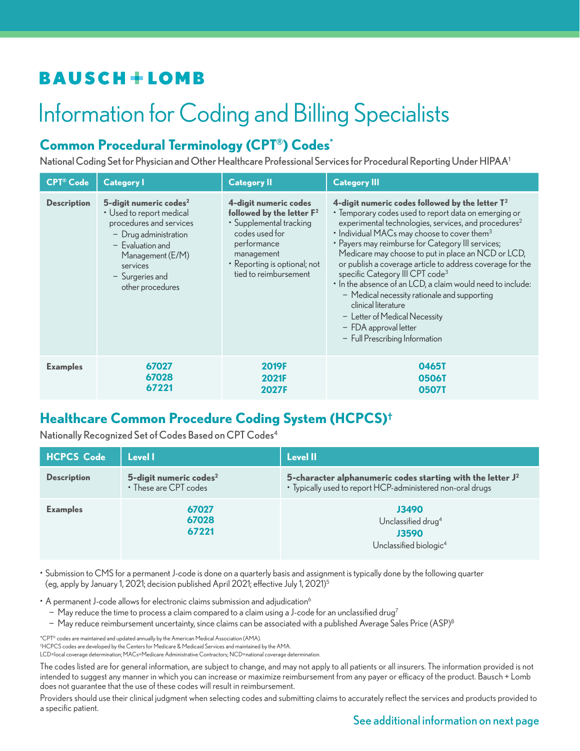BAUSCH + LOMB

# Information for Coding and Billing Specialists

## Common Procedural Terminology (CPT®) Codes*

National Coding Set for Physician and Other Healthcare Professional Services for Procedural Reporting Under HIPAA[1]

| CPT® Code | Category I | Category II | Category III |
|---|---|---|---|
| **Description** | **5-digit numeric codes[2]**<br>• Used to report medical procedures and services<br>– Drug administration<br>– Evaluation and Management (E/M) services<br>– Surgeries and other procedures | **4-digit numeric codes followed by the letter F[2]**<br>• Supplemental tracking codes used for performance management<br>• Reporting is optional; not tied to reimbursement | **4-digit numeric codes followed by the letter T[2]**<br>• Temporary codes used to report data on emerging or experimental technologies, services, and procedures[2]<br>• Individual MACs may choose to cover them[3]<br>• Payers may reimburse for Category III services; Medicare may choose to put in place an NCD or LCD, or publish a coverage article to address coverage for the specific Category III CPT code[3]<br>• In the absence of an LCD, a claim would need to include:<br>– Medical necessity rationale and supporting clinical literature<br>– Letter of Medical Necessity<br>– FDA approval letter<br>– Full Prescribing Information |
| **Examples** | 67027<br>67028<br>67221 | 2019F<br>2021F<br>2027F | 0465T<br>0506T<br>0507T |

## Healthcare Common Procedure Coding System (HCPCS)†

Nationally Recognized Set of Codes Based on CPT Codes[4]

| HCPCS Code | Level I | Level II |
|---|---|---|
| **Description** | **5-digit numeric codes[2]**<br>• These are CPT codes | **5-character alphanumeric codes starting with the letter J[2]**<br>• Typically used to report HCP-administered non-oral drugs |
| **Examples** | 67027<br>67028<br>67221 | **J3490**<br>Unclassified drug[4]<br>**J3590**<br>Unclassified biologic[4] |

- Submission to CMS for a permanent J-code is done on a quarterly basis and assignment is typically done by the following quarter (eg, apply by January 1, 2021; decision published April 2021; effective July 1, 2021)[5]
- A permanent J-code allows for electronic claims submission and adjudication[6]
  - May reduce the time to process a claim compared to a claim using a J-code for an unclassified drug[7]
  - May reduce reimbursement uncertainty, since claims can be associated with a published Average Sales Price (ASP)[8]

*CPT® codes are maintained and updated annually by the American Medical Association (AMA).
†HCPCS codes are developed by the Centers for Medicare & Medicaid Services and maintained by the AMA.
LCD=local coverage determination; MACs=Medicare Administrative Contractors; NCD=national coverage determination.

The codes listed are for general information, are subject to change, and may not apply to all patients or all insurers. The information provided is not intended to suggest any manner in which you can increase or maximize reimbursement from any payer or efficacy of the product. Bausch + Lomb does not guarantee that the use of these codes will result in reimbursement.

Providers should use their clinical judgment when selecting codes and submitting claims to accurately reflect the services and products provided to a specific patient.

See additional information on next page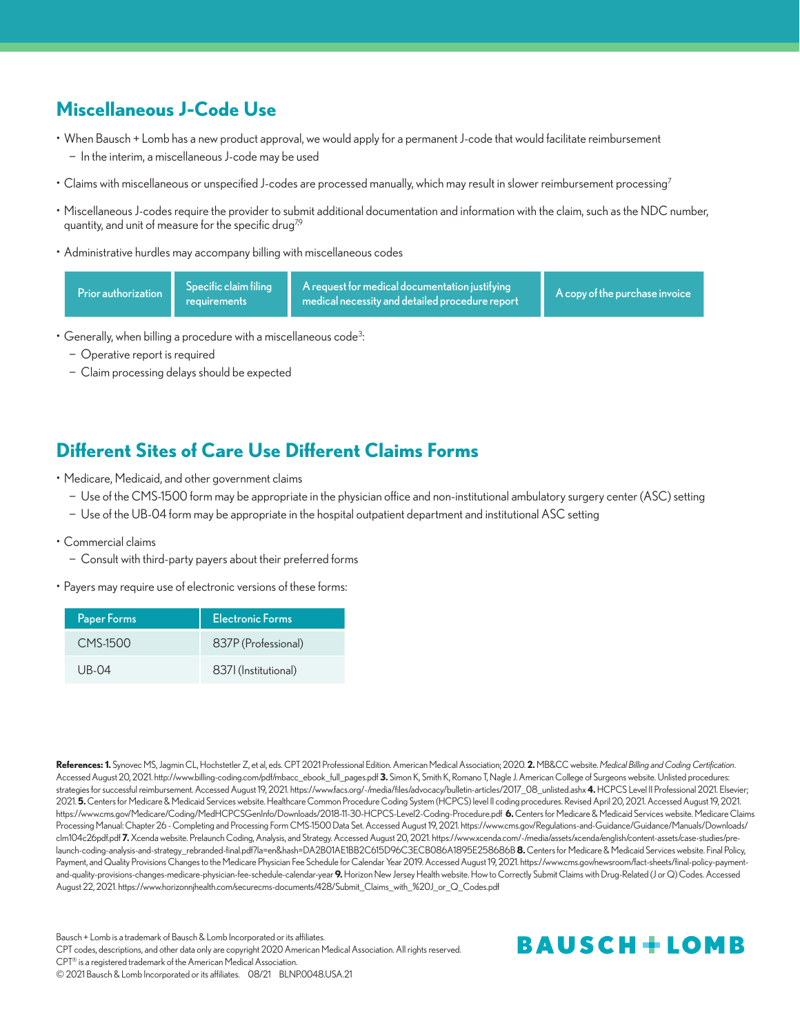## Miscellaneous J-Code Use

- When Bausch + Lomb has a new product approval, we would apply for a permanent J-code that would facilitate reimbursement
  - In the interim, a miscellaneous J-code may be used
- Claims with miscellaneous or unspecified J-codes are processed manually, which may result in slower reimbursement processing[7]
- Miscellaneous J-codes require the provider to submit additional documentation and information with the claim, such as the NDC number, quantity, and unit of measure for the specific drug[7,9]
- Administrative hurdles may accompany billing with miscellaneous codes

| Prior authorization | Specific claim filing requirements | A request for medical documentation justifying medical necessity and detailed procedure report | A copy of the purchase invoice |
|---|---|---|---|

- Generally, when billing a procedure with a miscellaneous code[3]:
  - Operative report is required
  - Claim processing delays should be expected

## Different Sites of Care Use Different Claims Forms

- Medicare, Medicaid, and other government claims
  - Use of the CMS-1500 form may be appropriate in the physician office and non-institutional ambulatory surgery center (ASC) setting
  - Use of the UB-04 form may be appropriate in the hospital outpatient department and institutional ASC setting
- Commercial claims
  - Consult with third-party payers about their preferred forms
- Payers may require use of electronic versions of these forms:

| Paper Forms | Electronic Forms |
|---|---|
| CMS-1500 | 837P (Professional) |
| UB-04 | 837I (Institutional) |

**References: 1.** Synovec MS, Jagmin CL, Hochstetler Z, et al, eds. CPT 2021 Professional Edition. American Medical Association; 2020. **2.** MB&CC website. *Medical Billing and Coding Certification*. Accessed August 20, 2021. http://www.billing-coding.com/pdf/mbacc_ebook_full_pages.pdf **3.** Simon K, Smith K, Romano T, Nagle J. American College of Surgeons website. Unlisted procedures: strategies for successful reimbursement. Accessed August 19, 2021. https://www.facs.org/-/media/files/advocacy/bulletin-articles/2017_08_unlisted.ashx **4.** HCPCS Level II Professional 2021. Elsevier; 2021. **5.** Centers for Medicare & Medicaid Services website. Healthcare Common Procedure Coding System (HCPCS) level II coding procedures. Revised April 20, 2021. Accessed August 19, 2021. https://www.cms.gov/Medicare/Coding/MedHCPCSGenInfo/Downloads/2018-11-30-HCPCS-Level2-Coding-Procedure.pdf **6.** Centers for Medicare & Medicaid Services website. Medicare Claims Processing Manual: Chapter 26 - Completing and Processing Form CMS-1500 Data Set. Accessed August 19, 2021. https://www.cms.gov/Regulations-and-Guidance/Guidance/Manuals/Downloads/clm104c26pdf.pdf **7.** Xcenda website. Prelaunch Coding, Analysis, and Strategy. Accessed August 20, 2021. https://www.xcenda.com/-/media/assets/xcenda/english/content-assets/case-studies/pre-launch-coding-analysis-and-strategy_rebranded-final.pdf?la=en&hash=DA2B01AE1BB2C615D96C3ECB086A1895E258686B **8.** Centers for Medicare & Medicaid Services website. Final Policy, Payment, and Quality Provisions Changes to the Medicare Physician Fee Schedule for Calendar Year 2019. Accessed August 19, 2021. https://www.cms.gov/newsroom/fact-sheets/final-policy-payment-and-quality-provisions-changes-medicare-physician-fee-schedule-calendar-year **9.** Horizon New Jersey Health website. How to Correctly Submit Claims with Drug-Related (J or Q) Codes. Accessed August 22, 2021. https://www.horizonnjhealth.com/securecms-documents/428/Submit_Claims_with_%20J_or_Q_Codes.pdf

Bausch + Lomb is a trademark of Bausch & Lomb Incorporated or its affiliates.
CPT codes, descriptions, and other data only are copyright 2020 American Medical Association. All rights reserved.
CPT® is a registered trademark of the American Medical Association.
© 2021 Bausch & Lomb Incorporated or its affiliates. 08/21 BLNP.0048.USA.21

BAUSCH + LOMB